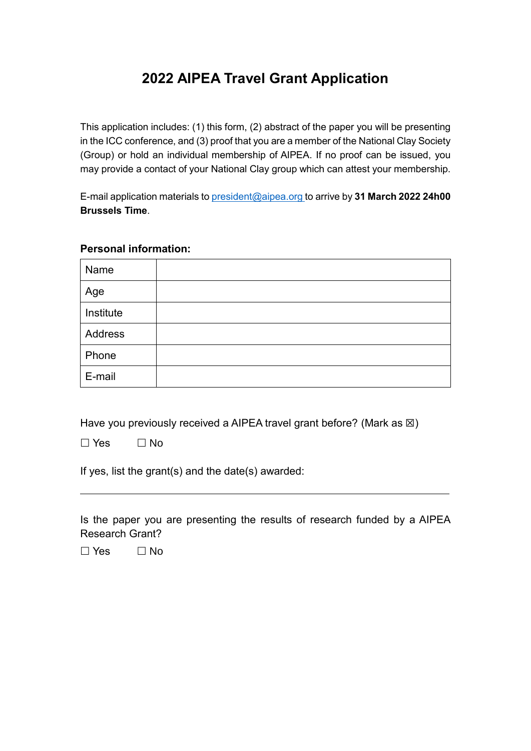# 2022 AIPEA Travel Grant Application

This application includes: (1) this form, (2) abstract of the paper you will be presenting in the ICC conference, and (3) proof that you are a member of the National Clay Society (Group) or hold an individual membership of AIPEA. If no proof can be issued, you may provide a contact of your National Clay group which can attest your membership.

E-mail application materials to president@aipea.org to arrive by **31 March 2022 24h00 Brussels Time**.

**Personal information:**

| Name | |
|---|---|
| Age | |
| Institute | |
| Address | |
| Phone | |
| E-mail | |

Have you previously received a AIPEA travel grant before? (Mark as ☒)

☐ Yes ☐ No

If yes, list the grant(s) and the date(s) awarded:

___

Is the paper you are presenting the results of research funded by a AIPEA Research Grant?

☐ Yes ☐ No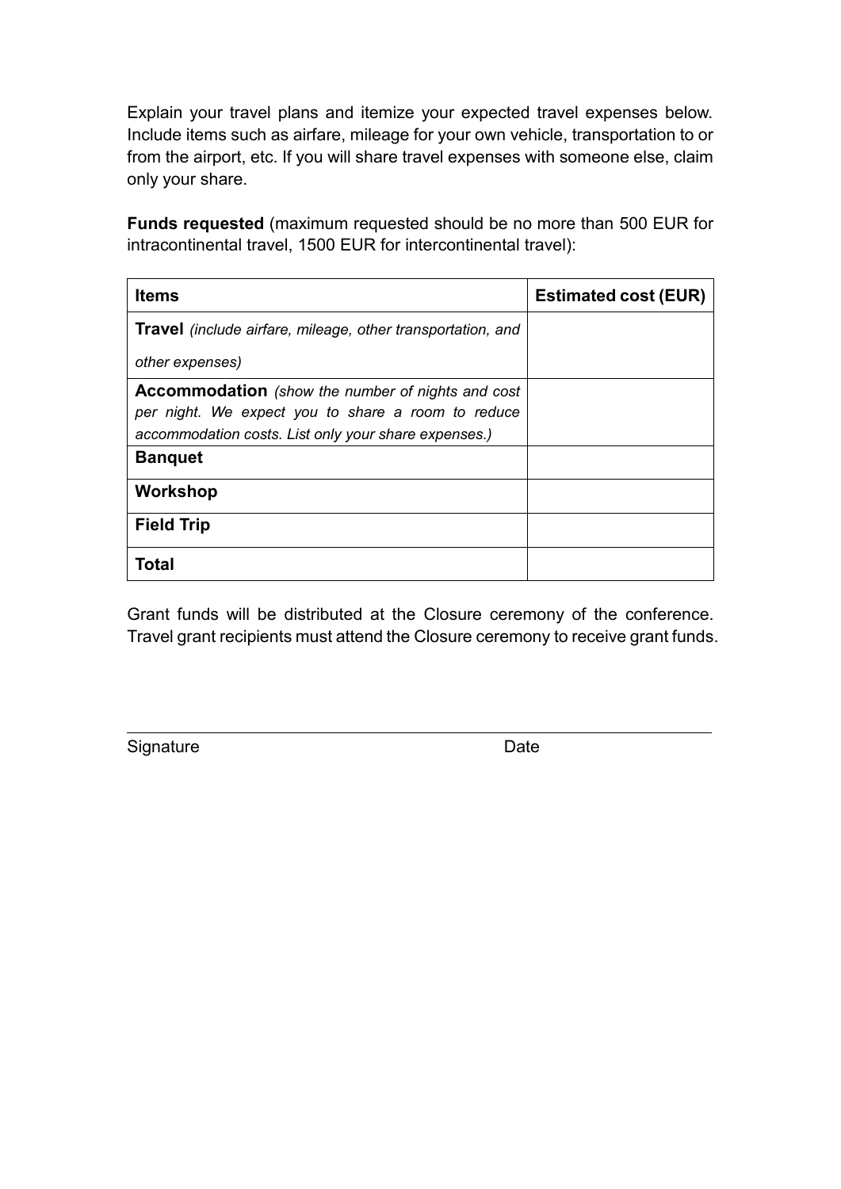Explain your travel plans and itemize your expected travel expenses below. Include items such as airfare, mileage for your own vehicle, transportation to or from the airport, etc. If you will share travel expenses with someone else, claim only your share.

**Funds requested** (maximum requested should be no more than 500 EUR for intracontinental travel, 1500 EUR for intercontinental travel):

| Items | Estimated cost (EUR) |
|---|---|
| **Travel** *(include airfare, mileage, other transportation, and other expenses)* | |
| **Accommodation** *(show the number of nights and cost per night. We expect you to share a room to reduce accommodation costs. List only your share expenses.)* | |
| **Banquet** | |
| **Workshop** | |
| **Field Trip** | |
| **Total** | |

Grant funds will be distributed at the Closure ceremony of the conference. Travel grant recipients must attend the Closure ceremony to receive grant funds.

Signature Date